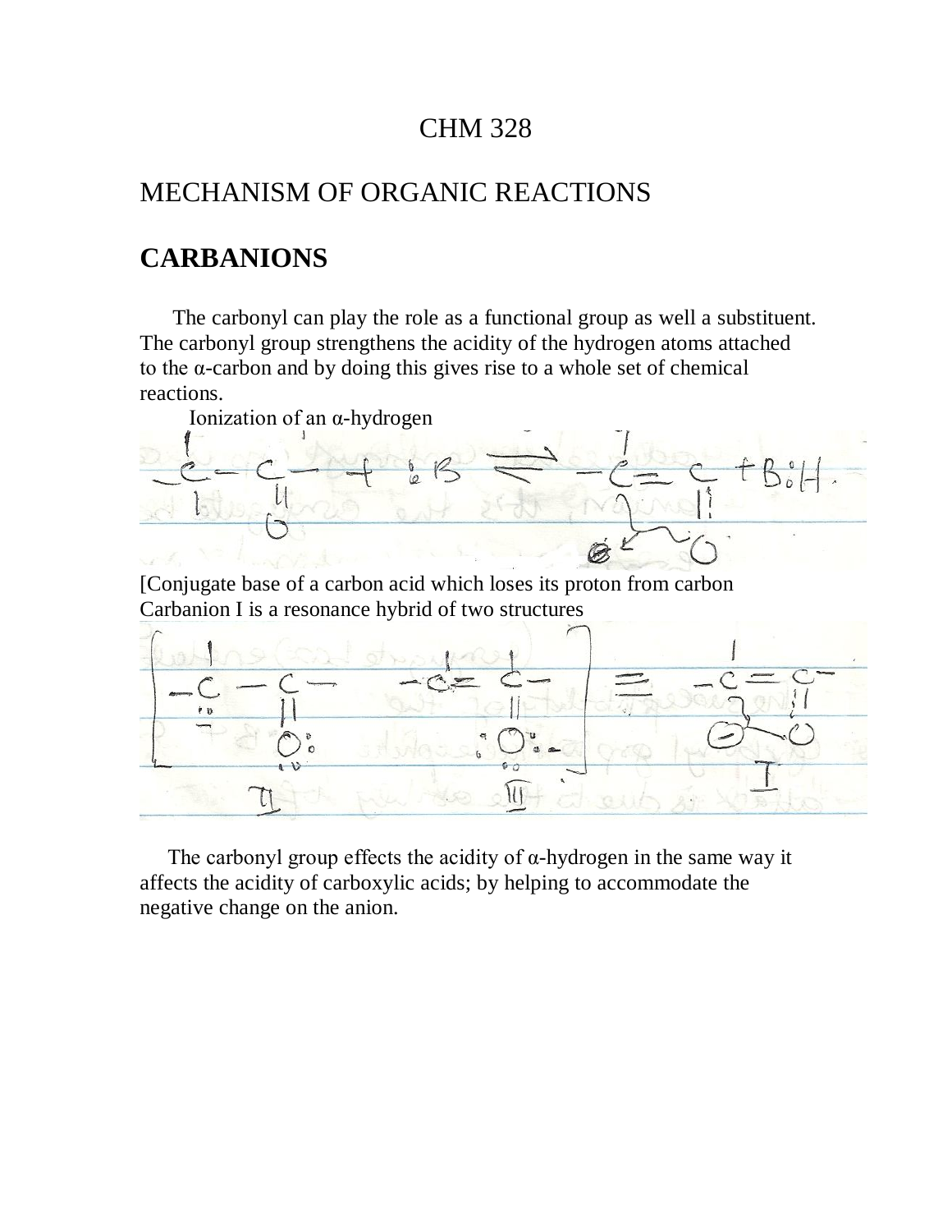# CHM 328

## MECHANISM OF ORGANIC REACTIONS

## CARBANIONS

The carbonyl can play the role as a functional group as well a substituent. The carbonyl group strengthens the acidity of the hydrogen atoms attached to the α-carbon and by doing this gives rise to a whole set of chemical reactions.

Ionization of an α-hydrogen

[Conjugate base of a carbon acid which loses its proton from carbon

Carbanion I is a resonance hybrid of two structures

The carbonyl group effects the acidity of α-hydrogen in the same way it affects the acidity of carboxylic acids; by helping to accommodate the negative change on the anion.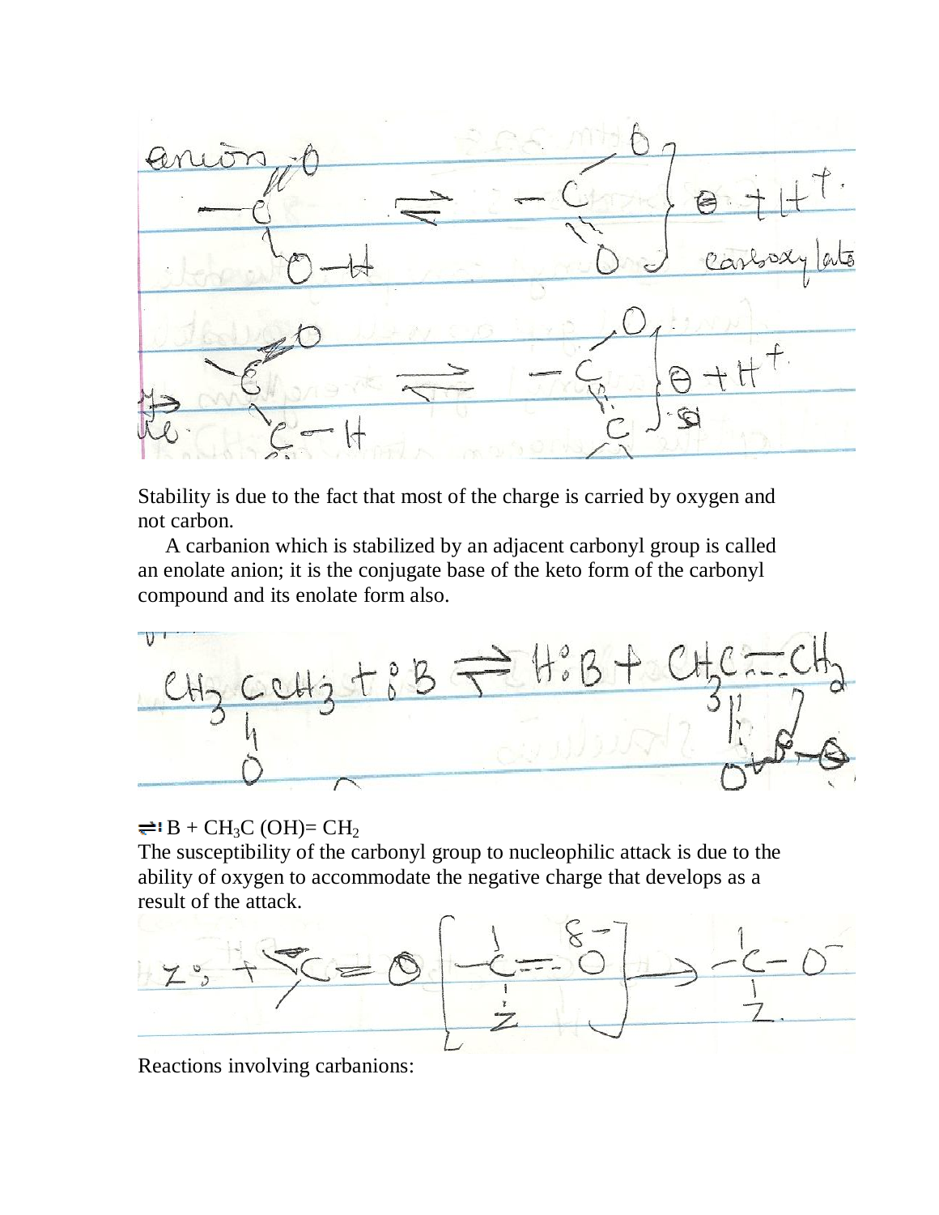anion

$$-C(=O)-O-H \rightleftharpoons \left[-C\begin{matrix}O \\ \vdots \\ O\end{matrix}\right]^{\ominus} + H^{+}$$

carboxylate

$$-C(=O)-C-H \rightleftharpoons \left[-C\begin{matrix}O \\ \vdots \\ C\end{matrix}\right]^{\ominus} + H^{+}$$

Stability is due to the fact that most of the charge is carried by oxygen and not carbon.

A carbanion which is stabilized by an adjacent carbonyl group is called an enolate anion; it is the conjugate base of the keto form of the carbonyl compound and its enolate form also.

$$CH_3\overset{O}{\overset{\|}{C}}CH_3 + :B \rightleftharpoons H:B + CH_3C\overset{\ominus}{\cdots}CH_2 \;(\text{with } O)$$

$\rightleftharpoons$ :B + $CH_3C(OH)=CH_2$

The susceptibility of the carbonyl group to nucleophilic attack is due to the ability of oxygen to accommodate the negative charge that develops as a result of the attack.

$$Z: + \;>C=O \;\left[-\overset{|}{C}\cdots\overset{\delta-}{O}\;(\cdots Z)\right] \rightarrow -\overset{|}{\underset{Z}{C}}-O^{-}$$

Reactions involving carbanions: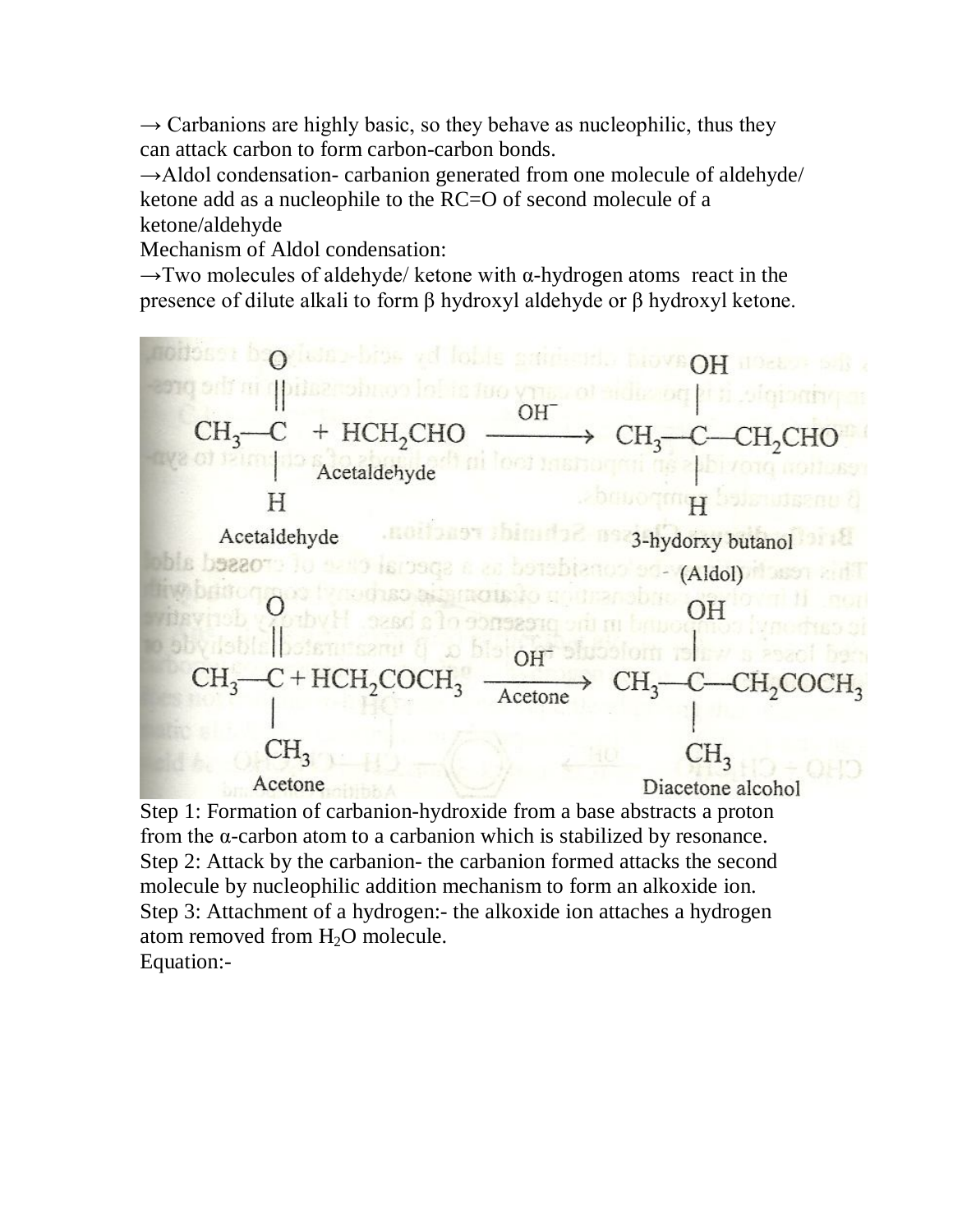→ Carbanions are highly basic, so they behave as nucleophilic, thus they can attack carbon to form carbon-carbon bonds.

→Aldol condensation- carbanion generated from one molecule of aldehyde/ ketone add as a nucleophile to the RC=O of second molecule of a ketone/aldehyde

Mechanism of Aldol condensation:

→Two molecules of aldehyde/ ketone with α-hydrogen atoms react in the presence of dilute alkali to form β hydroxyl aldehyde or β hydroxyl ketone.

$$\underset{\text{Acetaldehyde}}{CH_3-\overset{\overset{\displaystyle O}{\|}}{\underset{\underset{\displaystyle H}{|}}{C}}} + \underset{\text{Acetaldehyde}}{HCH_2CHO} \xrightarrow{OH^-} \underset{\text{3-hydorxy butanol (Aldol)}}{CH_3-\overset{\overset{\displaystyle OH}{|}}{\underset{\underset{\displaystyle H}{|}}{C}}-CH_2CHO}$$

$$\underset{\text{Acetone}}{CH_3-\overset{\overset{\displaystyle O}{\|}}{\underset{\underset{\displaystyle CH_3}{|}}{C}}} + HCH_2COCH_3 \xrightarrow[\text{Acetone}]{OH^-} \underset{\text{Diacetone alcohol}}{CH_3-\overset{\overset{\displaystyle OH}{|}}{\underset{\underset{\displaystyle CH_3}{|}}{C}}-CH_2COCH_3}$$

Step 1: Formation of carbanion-hydroxide from a base abstracts a proton from the α-carbon atom to a carbanion which is stabilized by resonance.

Step 2: Attack by the carbanion- the carbanion formed attacks the second molecule by nucleophilic addition mechanism to form an alkoxide ion.

Step 3: Attachment of a hydrogen:- the alkoxide ion attaches a hydrogen atom removed from $H_2O$ molecule.

Equation:-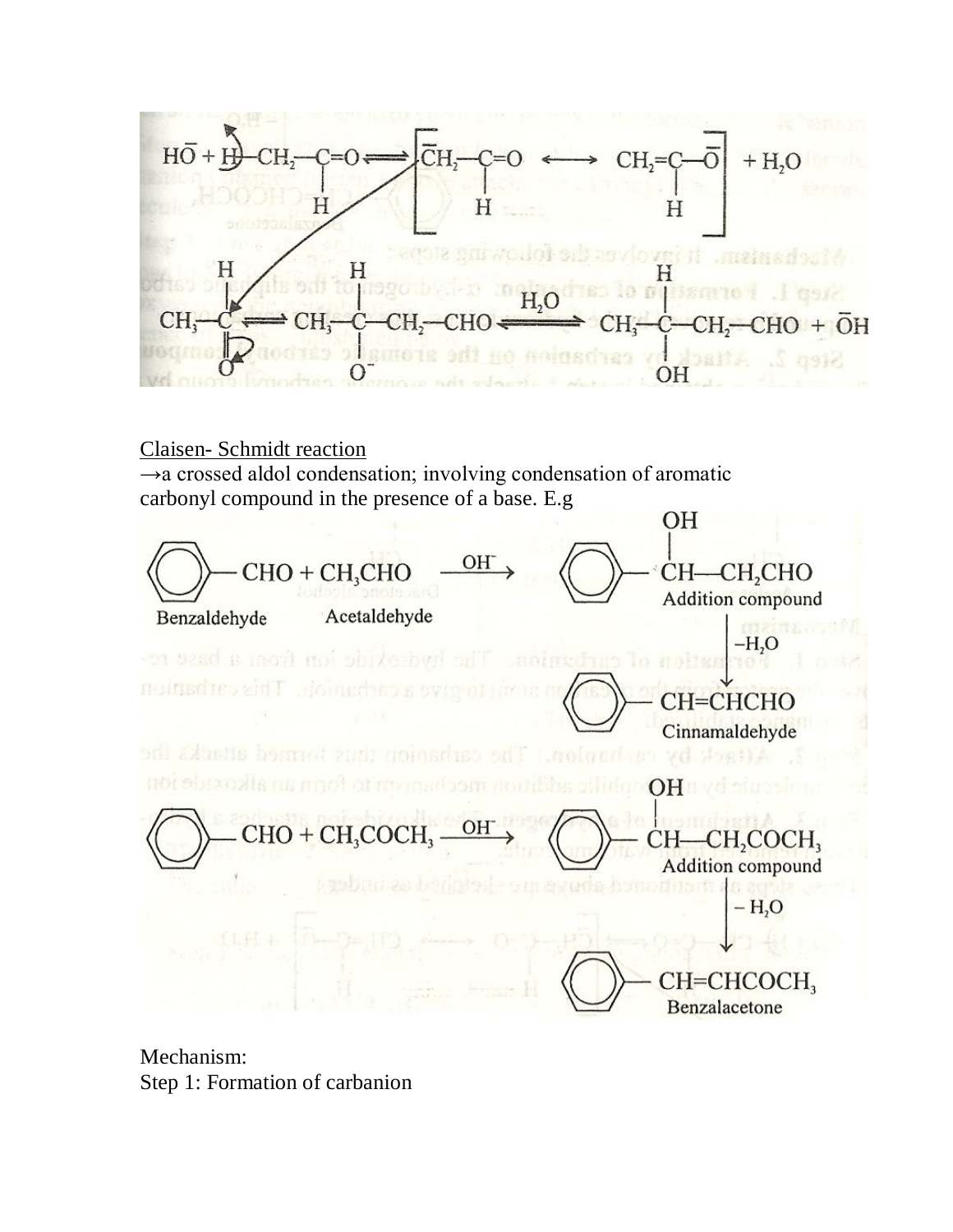$$HO^- + H-CH_2-\underset{H}{\underset{|}{C}}=O \rightleftharpoons \left[\bar{C}H_2-\underset{H}{\underset{|}{C}}=O \longleftrightarrow CH_2=\underset{H}{\underset{|}{C}}-\bar{O}\right] + H_2O$$

$$CH_3-\underset{O^-}{\overset{H}{\overset{|}{C}}} \rightleftharpoons CH_3-\underset{O^-}{\underset{|}{\overset{H}{\overset{|}{C}}}}-CH_2-CHO \xrightleftharpoons{H_2O} CH_3-\underset{OH}{\underset{|}{\overset{H}{\overset{|}{C}}}}-CH_2-CHO + \bar{O}H$$

Claisen- Schmidt reaction

→a crossed aldol condensation; involving condensation of aromatic carbonyl compound in the presence of a base. E.g

$$C_6H_5-CHO + CH_3CHO \xrightarrow{OH^-} C_6H_5-\underset{}{\overset{OH}{\overset{|}{C}}}H-CH_2CHO$$

Benzaldehyde, Acetaldehyde → Addition compound

$$\xrightarrow{-H_2O} C_6H_5-CH=CHCHO$$

Cinnamaldehyde

$$C_6H_5-CHO + CH_3COCH_3 \xrightarrow{OH^-} C_6H_5-\overset{OH}{\overset{|}{C}}H-CH_2COCH_3$$

Addition compound

$$\xrightarrow{-H_2O} C_6H_5-CH=CHCOCH_3$$

Benzalacetone

Mechanism:

Step 1: Formation of carbanion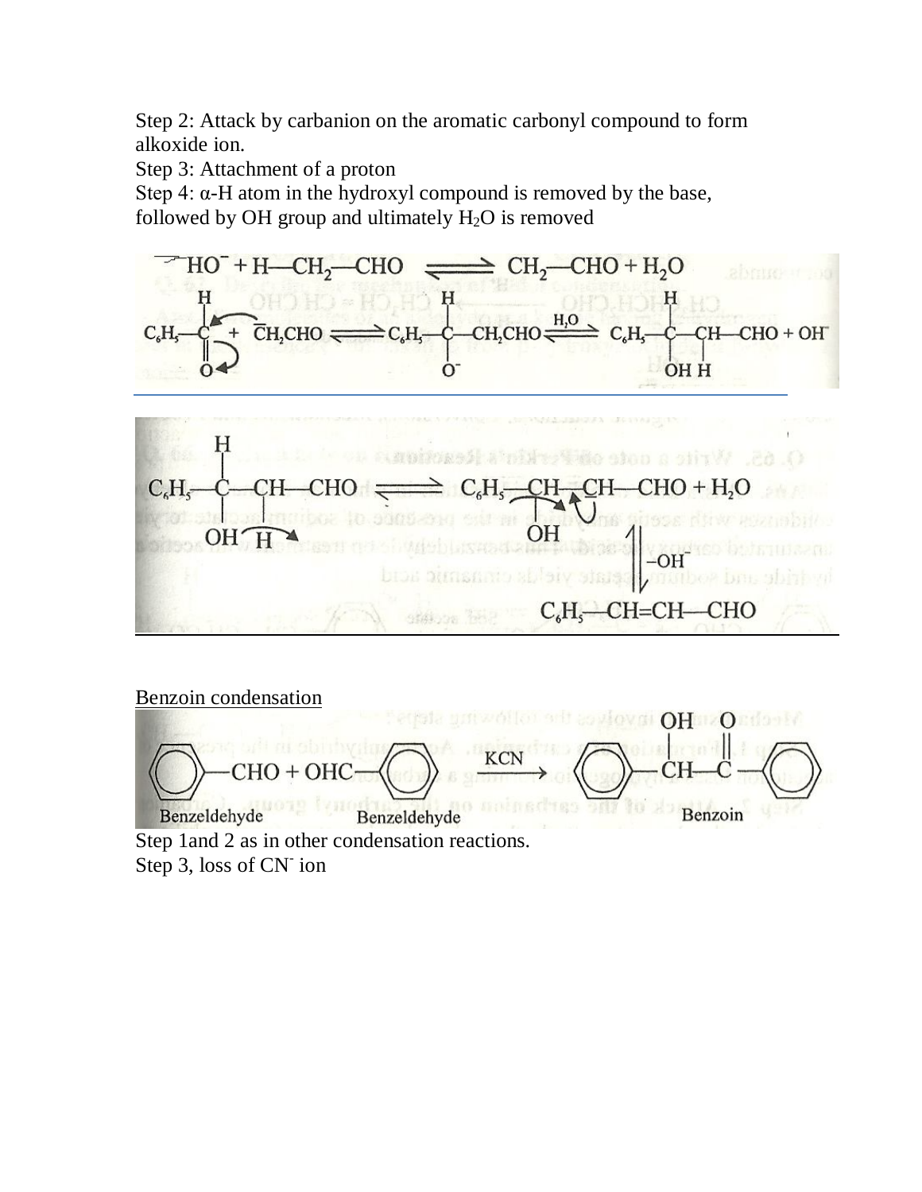Step 2: Attack by carbanion on the aromatic carbonyl compound to form alkoxide ion.

Step 3: Attachment of a proton

Step 4: α-H atom in the hydroxyl compound is removed by the base, followed by OH group and ultimately $H_2O$ is removed

$$HO^- + H{-}CH_2{-}CHO \rightleftharpoons \bar{C}H_2{-}CHO + H_2O$$

$$C_6H_5{-}CH{=}O + \bar{C}H_2CHO \rightleftharpoons C_6H_5{-}CH(O^-){-}CH_2CHO \overset{H_2O}{\rightleftharpoons} C_6H_5{-}CH(OH){-}CH(H){-}CHO + OH^-$$

$$C_6H_5{-}CH(OH){-}CH(H){-}CHO \rightleftharpoons C_6H_5{-}CH(OH){-}\bar{C}H{-}CHO + H_2O$$

$$C_6H_5{-}CH(OH){-}\bar{C}H{-}CHO \xrightarrow{-OH} C_6H_5{-}CH{=}CH{-}CHO$$

<u>Benzoin condensation</u>

$$C_6H_5{-}CHO + OHC{-}C_6H_5 \xrightarrow{KCN} C_6H_5{-}CH(OH){-}C(=O){-}C_6H_5$$

Benzeldehyde + Benzeldehyde → Benzoin

Step 1and 2 as in other condensation reactions.

Step 3, loss of $CN^-$ ion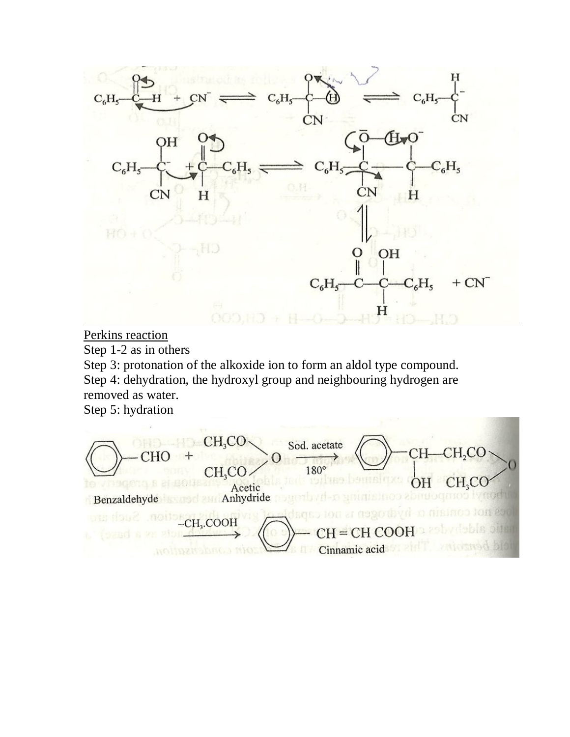$$C_6H_5-\overset{O}{\overset{\|}{C}}-H + CN^- \rightleftharpoons C_6H_5-\overset{O^-}{\overset{|}{\underset{CN}{\underset{|}{C}}}}-H \rightleftharpoons C_6H_5-\overset{H}{\overset{|}{\underset{CN}{\underset{|}{C^-}}}}$$

$$C_6H_5-\overset{OH}{\overset{|}{\underset{CN}{\underset{|}{C^-}}}} + \overset{O}{\overset{\|}{\underset{H}{\underset{|}{C}}}}-C_6H_5 \rightleftharpoons C_6H_5-\overset{\bar{O}-H}{\overset{|}{\underset{CN}{\underset{|}{C}}}}-\overset{O^-}{\overset{|}{\underset{H}{\underset{|}{C}}}}-C_6H_5$$

$$\rightleftharpoons C_6H_5-\overset{O}{\overset{\|}{C}}-\overset{OH}{\overset{|}{\underset{H}{\underset{|}{C}}}}-C_6H_5 + CN^-$$

---

<u>Perkins reaction</u>

Step 1-2 as in others

Step 3: protonation of the alkoxide ion to form an aldol type compound.

Step 4: dehydration, the hydroxyl group and neighbouring hydrogen are removed as water.

Step 5: hydration

$$\underset{\text{Benzaldehyde}}{C_6H_5-CHO} + \underset{\text{Acetic Anhydride}}{(CH_3CO)_2O} \xrightarrow[180^\circ]{\text{Sod. acetate}} C_6H_5-\underset{OH}{\underset{|}{CH}}-CH_2CO-O-COCH_3$$

$$\xrightarrow{-CH_3.COOH} \underset{\text{Cinnamic acid}}{C_6H_5-CH=CH\ COOH}$$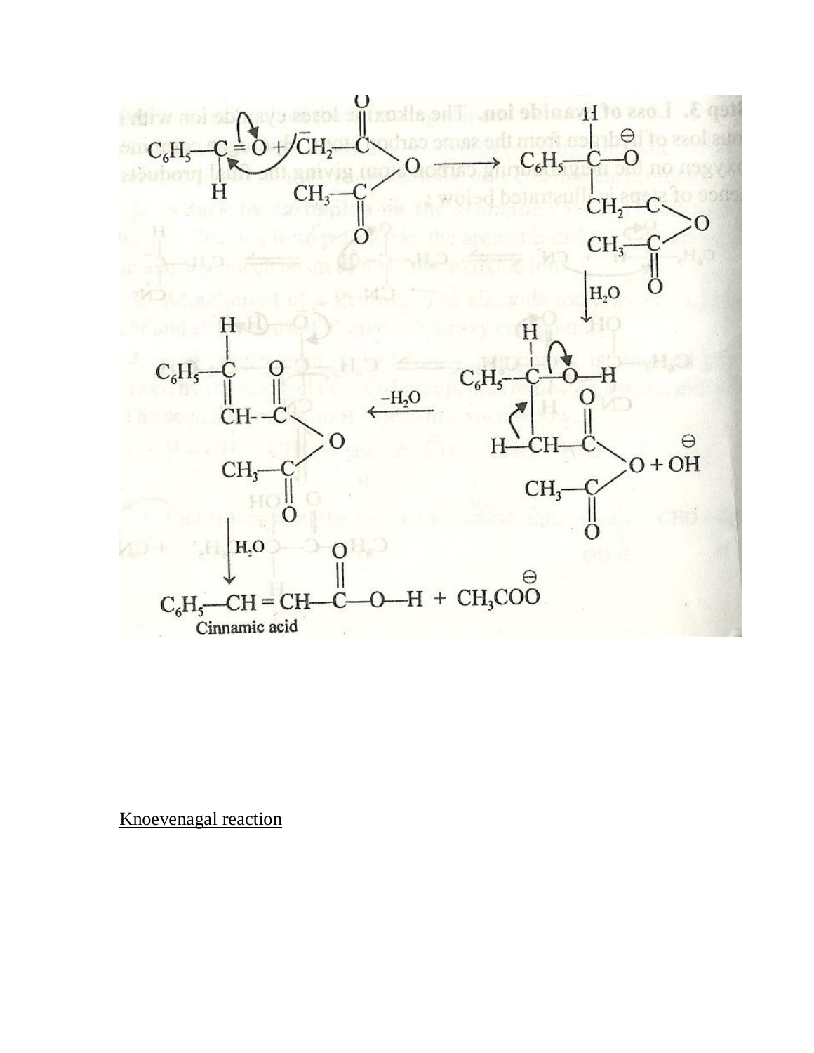$$C_6H_5-\underset{H}{C}=O + \bar{C}H_2-C(=O)-O-C(=O)-CH_3 \longrightarrow C_6H_5-\underset{CH_2-C(=O)-O-C(=O)-CH_3}{\overset{H}{C}}-O^{\ominus}$$

$$\xrightarrow{H_2O} C_6H_5-\underset{H-CH-C(=O)-O-C(=O)-CH_3}{\overset{H}{C}}-O-H + \overset{\ominus}{O}H$$

$$\xrightarrow{-H_2O} C_6H_5-\overset{H}{C}=CH-C(=O)-O-C(=O)-CH_3$$

$$\xrightarrow{H_2O} C_6H_5-CH=CH-\overset{O}{\overset{\|}{C}}-O-H + CH_3CO\overset{\ominus}{O}$$

Cinnamic acid

Knoevenagal reaction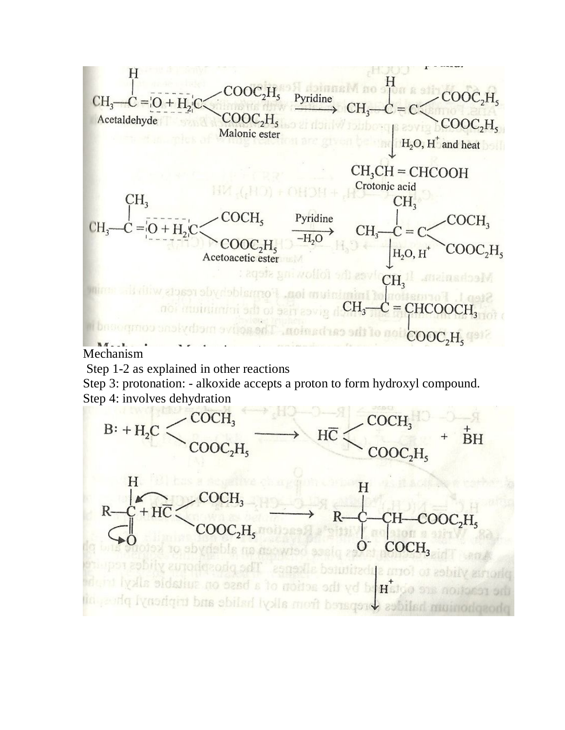$$CH_3-\overset{H}{\underset{}{C}}=O + H_2C\begin{matrix} COOC_2H_5 \\ COOC_2H_5 \end{matrix} \xrightarrow{\text{Pyridine}} CH_3-\overset{H}{C}=C\begin{matrix} COOC_2H_5 \\ COOC_2H_5 \end{matrix}$$

Acetaldehyde — Malonic ester

$$\xrightarrow{H_2O,\ H^+ \text{ and heat}} CH_3CH=CHCOOH$$

Crotonic acid

$$CH_3-\overset{CH_3}{C}=O + H_2C\begin{matrix} COCH_5 \\ COOC_2H_5 \end{matrix} \xrightarrow[-H_2O]{\text{Pyridine}} CH_3-\overset{CH_3}{C}=C\begin{matrix} COCH_3 \\ COOC_2H_5 \end{matrix}$$

Acetoacetic ester

$$\xrightarrow{H_2O,\ H^+} CH_3-\overset{CH_3}{C}=\underset{COOC_2H_5}{CHCOOCH_3}$$

Mechanism

Step 1-2 as explained in other reactions

Step 3: protonation: - alkoxide accepts a proton to form hydroxyl compound.

Step 4: involves dehydration

$$B: + H_2C\begin{matrix} COCH_3 \\ COOC_2H_5 \end{matrix} \longrightarrow H\bar{C}\begin{matrix} COCH_3 \\ COOC_2H_5 \end{matrix} + \overset{+}{B}H$$

$$R-\overset{H}{\underset{O}{\overset{|}{C}}} + H\bar{C}\begin{matrix} COCH_3 \\ COOC_2H_5 \end{matrix} \longrightarrow R-\overset{H}{\underset{O^-}{C}}-\underset{COCH_3}{CH}-COOC_2H_5$$

$$\downarrow H^+$$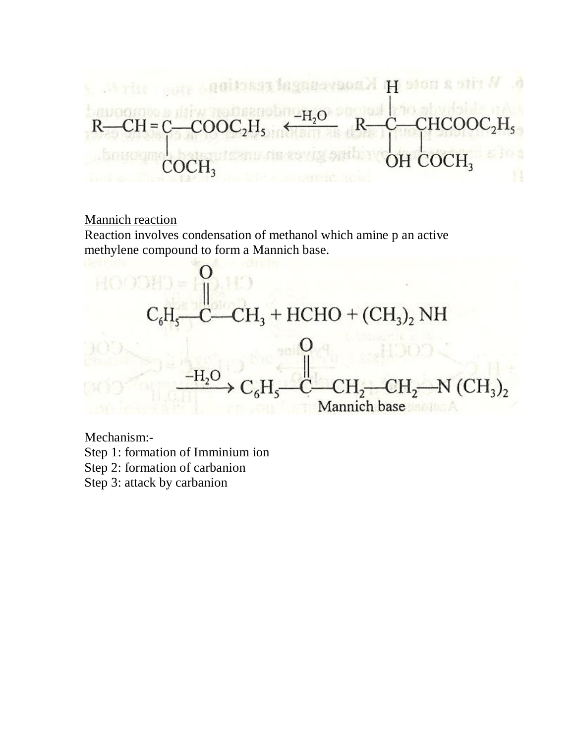$$R{-}CH{=}\underset{\displaystyle COCH_3}{\underset{|}{C}}{-}COOC_2H_5 \xleftarrow{-H_2O} R{-}\overset{\displaystyle H}{\overset{|}{\underset{\displaystyle OH}{\underset{|}{C}}}}{-}\underset{\displaystyle COCH_3}{\underset{|}{CH}}COOC_2H_5$$

Mannich reaction

Reaction involves condensation of methanol which amine p an active methylene compound to form a Mannich base.

$$C_6H_5{-}\overset{\displaystyle O}{\overset{\|}{C}}{-}CH_3 + HCHO + (CH_3)_2\,NH$$

$$\xrightarrow{-H_2O} C_6H_5{-}\overset{\displaystyle O}{\overset{\|}{C}}{-}CH_2{-}CH_2{-}N\,(CH_3)_2$$

Mannich base

Mechanism:-

Step 1: formation of Imminium ion

Step 2: formation of carbanion

Step 3: attack by carbanion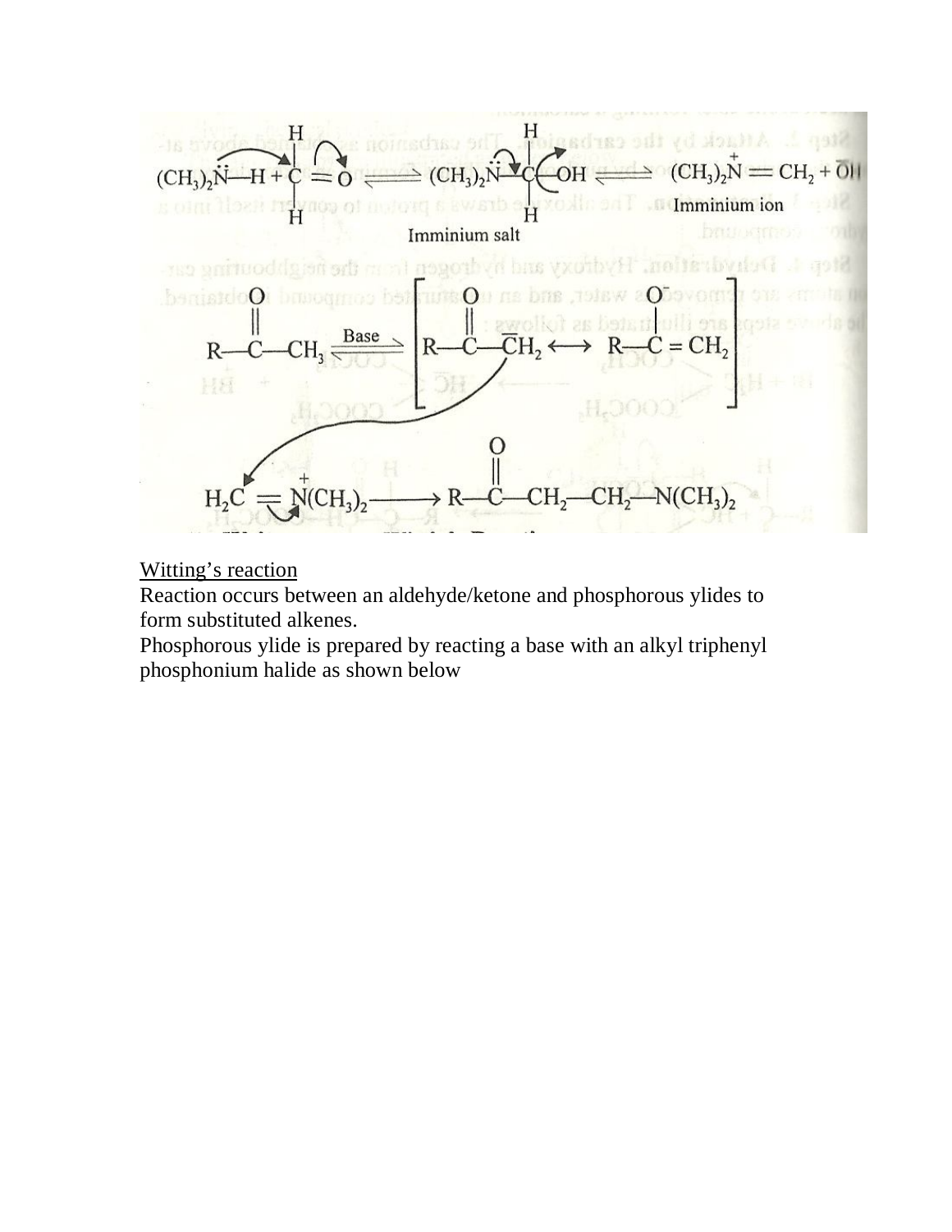$$(CH_3)_2\ddot{N}{-}H + H_2C{=}O \rightleftharpoons (CH_3)_2\ddot{N}{-}CH_2{-}OH \rightleftharpoons (CH_3)_2\overset{+}{N}{=}CH_2 + \overline{O}H$$

Imminium salt — Imminium ion

$$R{-}\overset{O}{\overset{\|}{C}}{-}CH_3 \underset{}{\overset{Base}{\rightleftharpoons}} \left[ R{-}\overset{O}{\overset{\|}{C}}{-}\overline{C}H_2 \longleftrightarrow R{-}\overset{O^-}{\overset{|}{C}}{=}CH_2 \right]$$

$$H_2C{=}\overset{+}{N}(CH_3)_2 \longrightarrow R{-}\overset{O}{\overset{\|}{C}}{-}CH_2{-}CH_2{-}N(CH_3)_2$$

Witting's reaction

Reaction occurs between an aldehyde/ketone and phosphorous ylides to form substituted alkenes.

Phosphorous ylide is prepared by reacting a base with an alkyl triphenyl phosphonium halide as shown below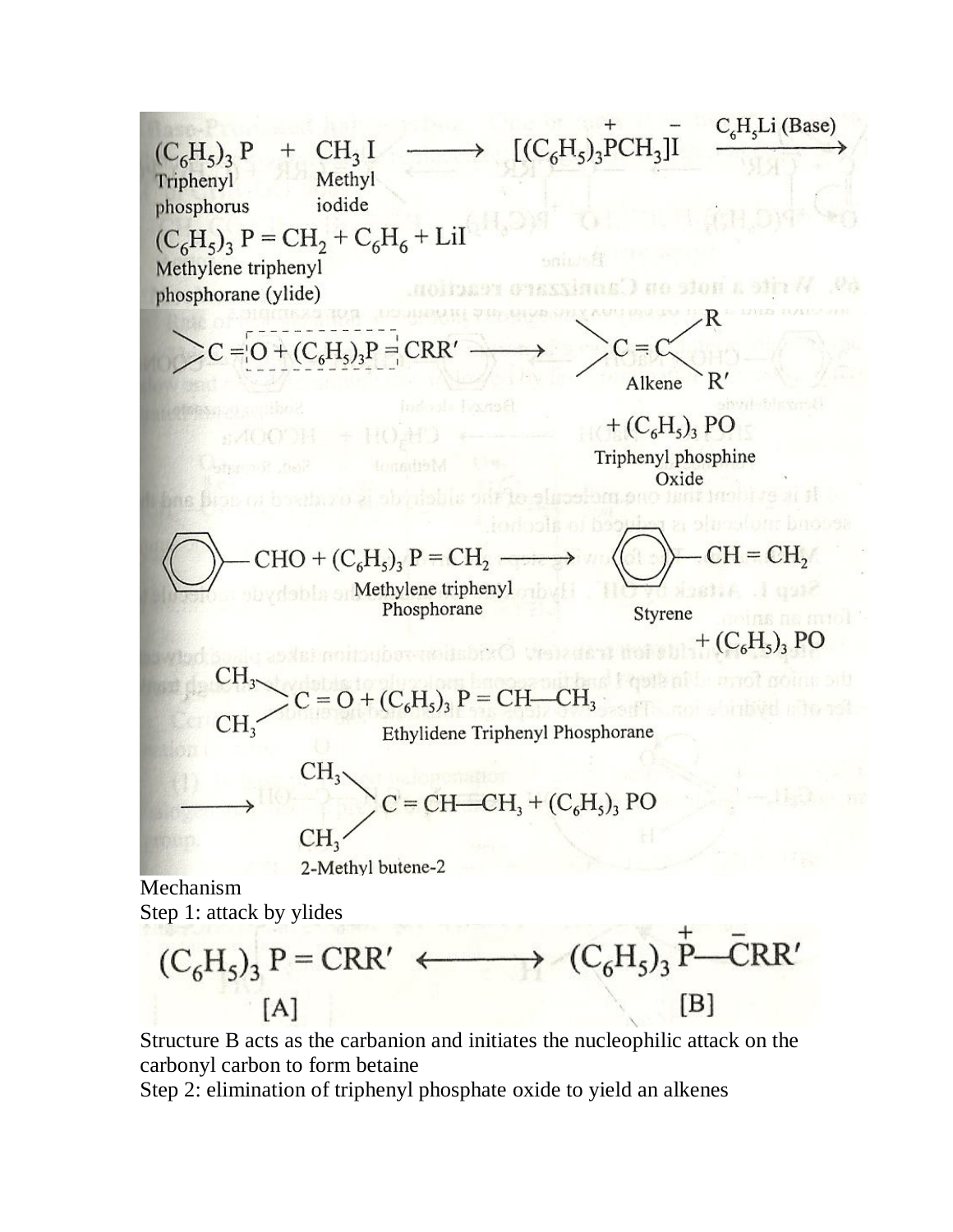$$(C_6H_5)_3P + CH_3I \longrightarrow [(C_6H_5)_3\overset{+}{P}CH_3]\overset{-}{I} \xrightarrow{C_6H_5Li\ (Base)}$$

Triphenyl phosphorus &nbsp;&nbsp; Methyl iodide

$$(C_6H_5)_3P = CH_2 + C_6H_6 + LiI$$

Methylene triphenyl phosphorane (ylide)

$$>C = O + (C_6H_5)_3P = CRR' \longrightarrow >C = C<^{R}_{R'} + (C_6H_5)_3PO$$

Alkene &nbsp;&nbsp; Triphenyl phosphine Oxide

$$C_6H_5-CHO + (C_6H_5)_3P = CH_2 \longrightarrow C_6H_5-CH = CH_2 + (C_6H_5)_3PO$$

Methylene triphenyl Phosphorane &nbsp;&nbsp; Styrene

$$(CH_3)_2C = O + (C_6H_5)_3P = CH-CH_3$$

Ethylidene Triphenyl Phosphorane

$$\longrightarrow (CH_3)_2C = CH-CH_3 + (C_6H_5)_3PO$$

2-Methyl butene-2

Mechanism

Step 1: attack by ylides

$$(C_6H_5)_3P = CRR' \longleftrightarrow (C_6H_5)_3\overset{+}{P}-\overset{-}{C}RR'$$

[A] &nbsp;&nbsp; [B]

Structure B acts as the carbanion and initiates the nucleophilic attack on the carbonyl carbon to form betaine

Step 2: elimination of triphenyl phosphate oxide to yield an alkenes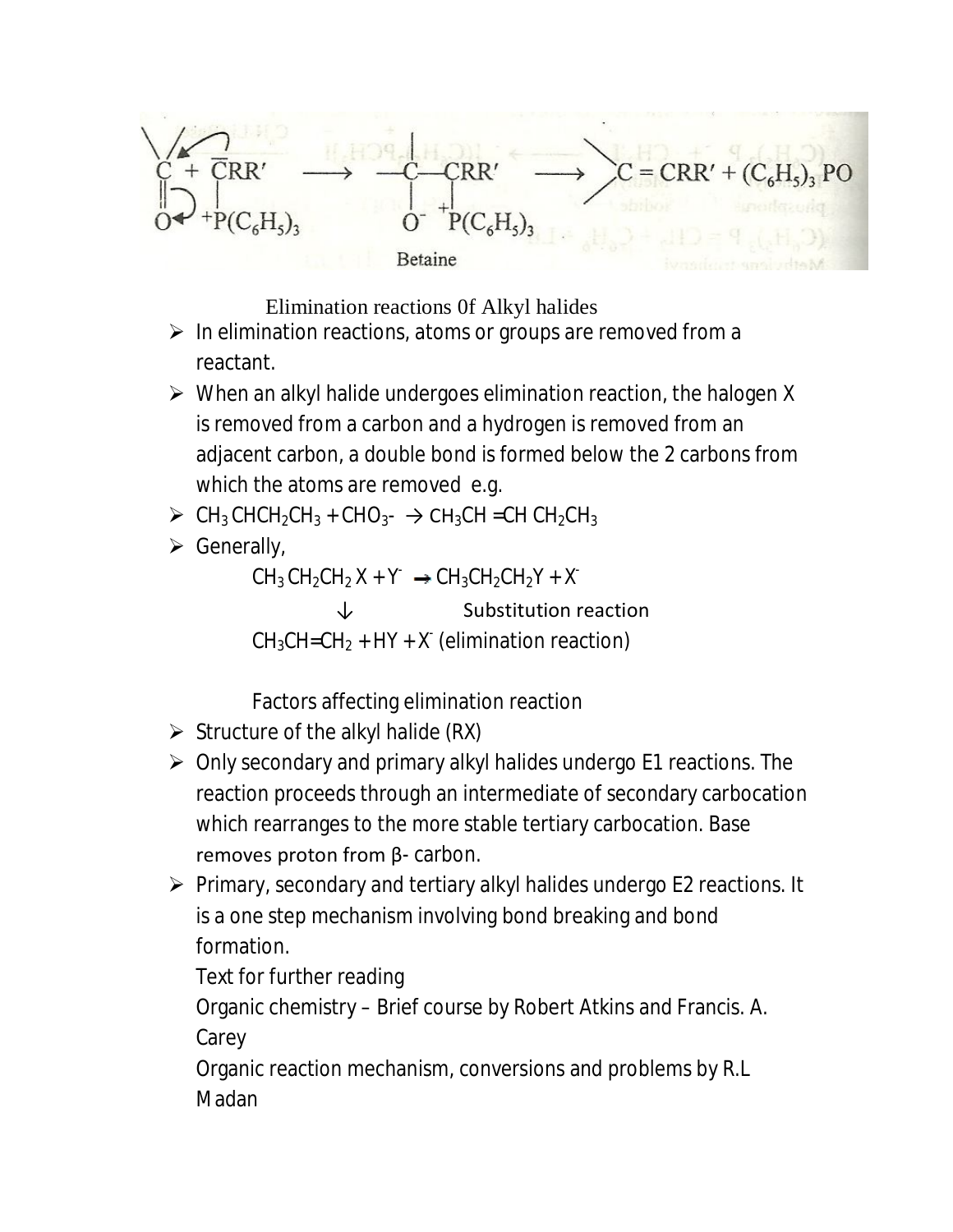$$\overset{\diagdown\ \diagup}{\underset{\|}{C}} + \bar{C}RR' \longrightarrow -\overset{|}{C}-CRR' \longrightarrow \ \diagdown C = CRR' + (C_6H_5)_3PO$$

$$O \quad {}^{+}P(C_6H_5)_3 \qquad\qquad O^{-} \ {}^{+}P(C_6H_5)_3$$

Betaine

Elimination reactions 0f Alkyl halides

- In elimination reactions, atoms or groups are removed from a reactant.
- When an alkyl halide undergoes elimination reaction, the halogen X is removed from a carbon and a hydrogen is removed from an adjacent carbon, a double bond is formed below the 2 carbons from which the atoms are removed e.g.
- $CH_3CHCH_2CH_3 + CHO_3^- \rightarrow CH_3CH{=}CH\,CH_2CH_3$
- Generally,

  $CH_3CH_2CH_2X + Y^- \rightarrow CH_3CH_2CH_2Y + X^-$

  $\downarrow$ Substitution reaction

  $CH_3CH{=}CH_2 + HY + X^-$ (elimination reaction)

Factors affecting elimination reaction

- Structure of the alkyl halide (RX)
- Only secondary and primary alkyl halides undergo E1 reactions. The reaction proceeds through an intermediate of secondary carbocation which rearranges to the more stable tertiary carbocation. Base removes proton from β- carbon.
- Primary, secondary and tertiary alkyl halides undergo E2 reactions. It is a one step mechanism involving bond breaking and bond formation.

  Text for further reading

  Organic chemistry – Brief course by Robert Atkins and Francis. A. Carey

  Organic reaction mechanism, conversions and problems by R.L Madan